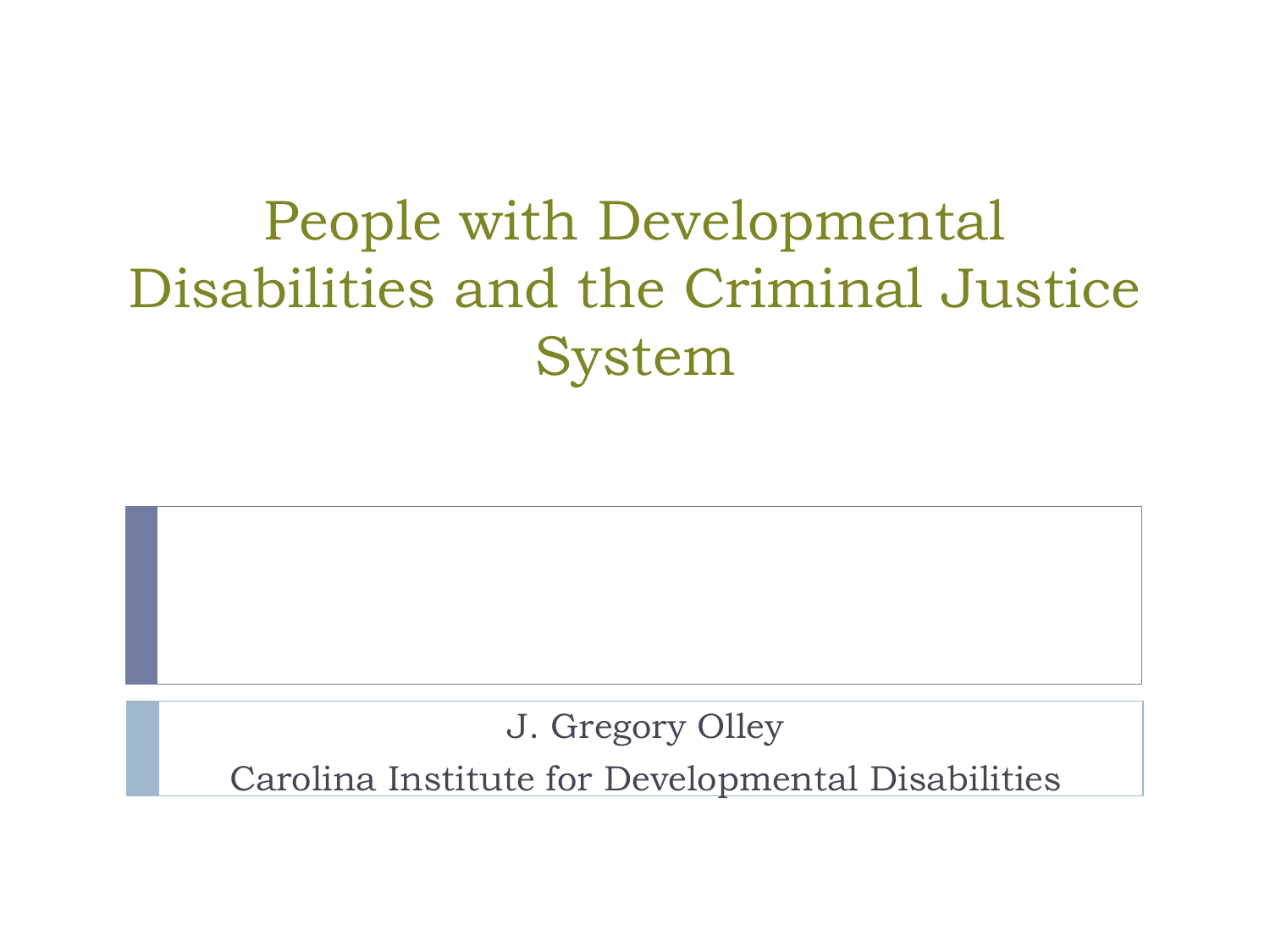# People with Developmental Disabilities and the Criminal Justice System

J. Gregory Olley

Carolina Institute for Developmental Disabilities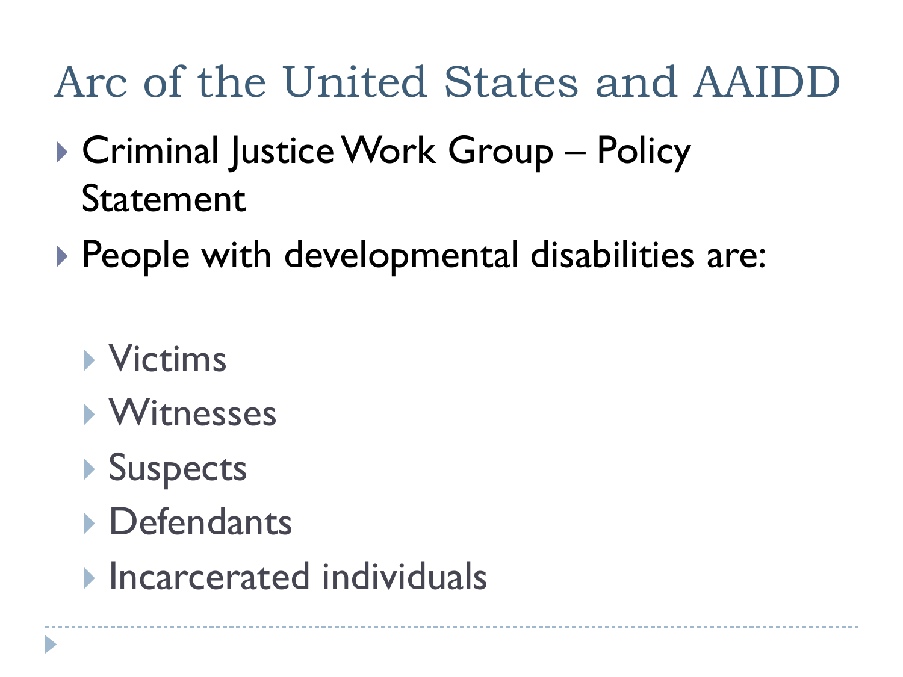# Arc of the United States and AAIDD

- Criminal Justice Work Group – Policy Statement
- People with developmental disabilities are:
  - Victims
  - Witnesses
  - Suspects
  - Defendants
  - Incarcerated individuals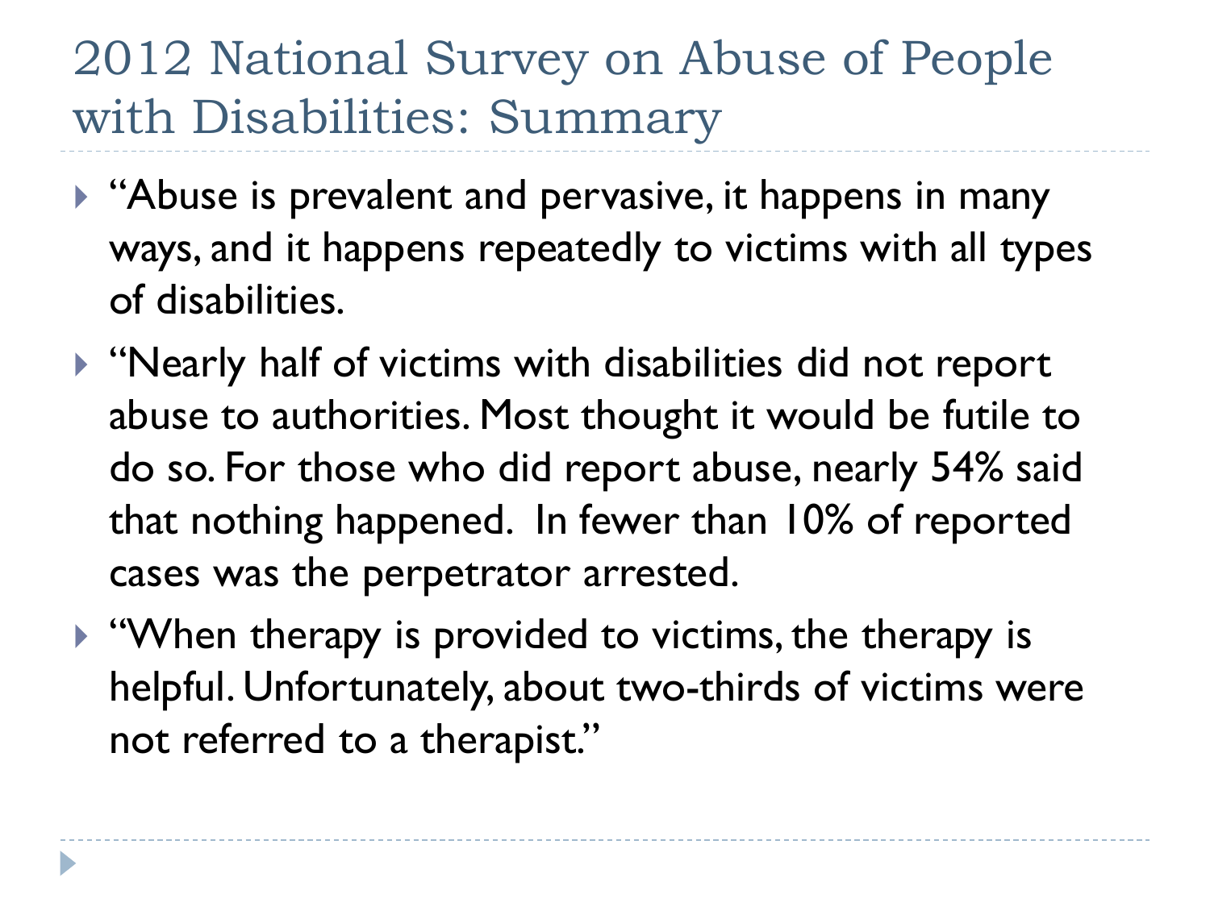# 2012 National Survey on Abuse of People with Disabilities: Summary

- "Abuse is prevalent and pervasive, it happens in many ways, and it happens repeatedly to victims with all types of disabilities.
- "Nearly half of victims with disabilities did not report abuse to authorities. Most thought it would be futile to do so. For those who did report abuse, nearly 54% said that nothing happened. In fewer than 10% of reported cases was the perpetrator arrested.
- "When therapy is provided to victims, the therapy is helpful. Unfortunately, about two-thirds of victims were not referred to a therapist."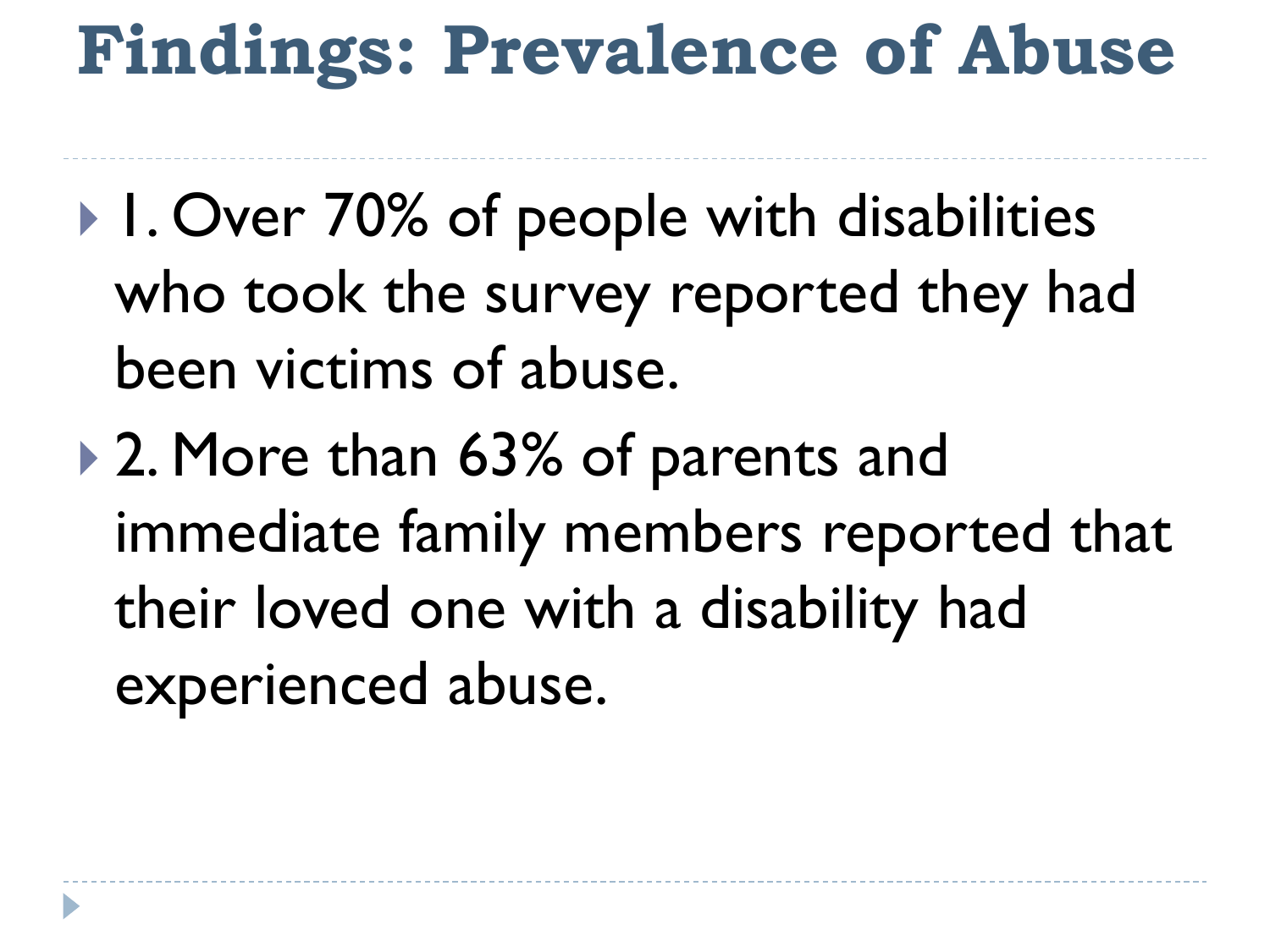# Findings: Prevalence of Abuse

- 1. Over 70% of people with disabilities who took the survey reported they had been victims of abuse.
- 2. More than 63% of parents and immediate family members reported that their loved one with a disability had experienced abuse.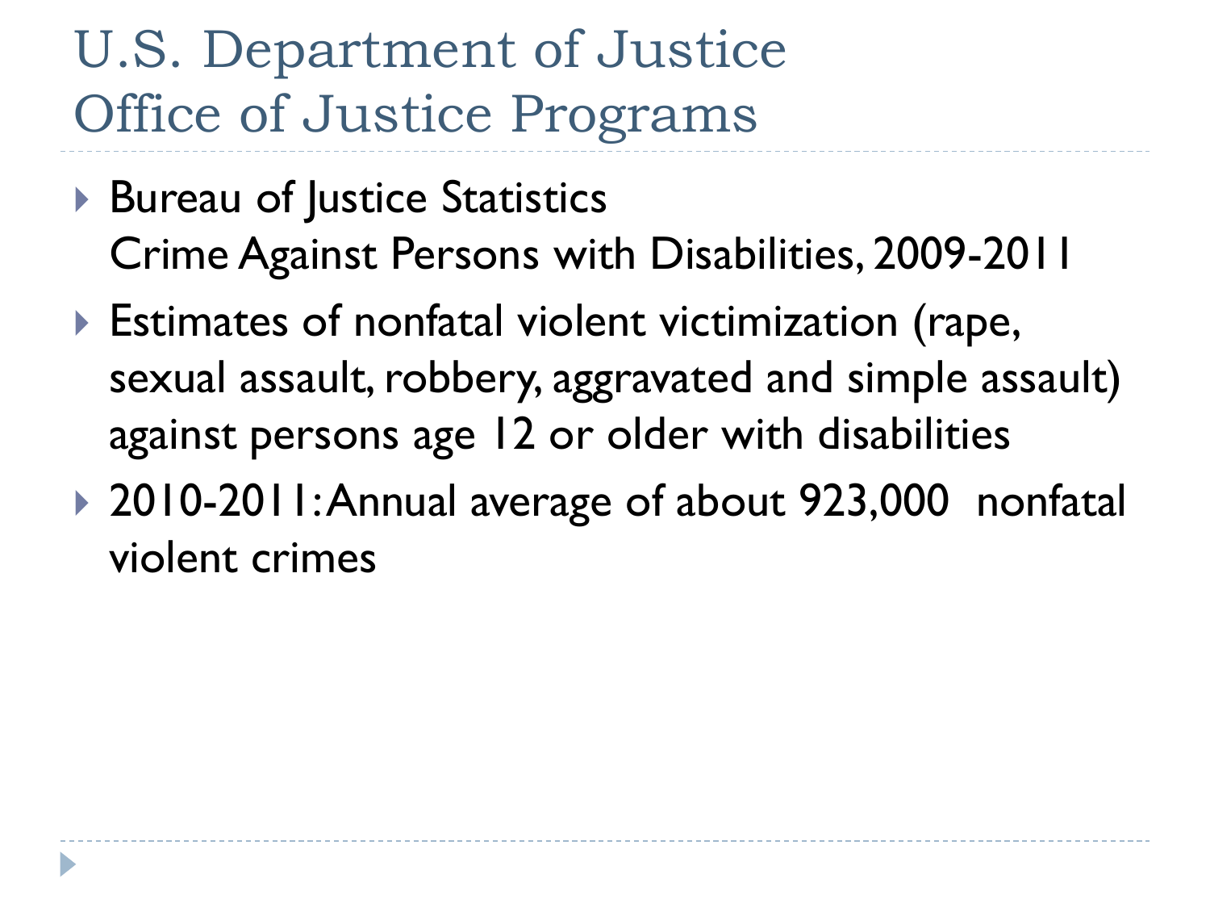# U.S. Department of Justice
# Office of Justice Programs

- Bureau of Justice Statistics
  Crime Against Persons with Disabilities, 2009-2011
- Estimates of nonfatal violent victimization (rape, sexual assault, robbery, aggravated and simple assault) against persons age 12 or older with disabilities
- 2010-2011: Annual average of about 923,000 nonfatal violent crimes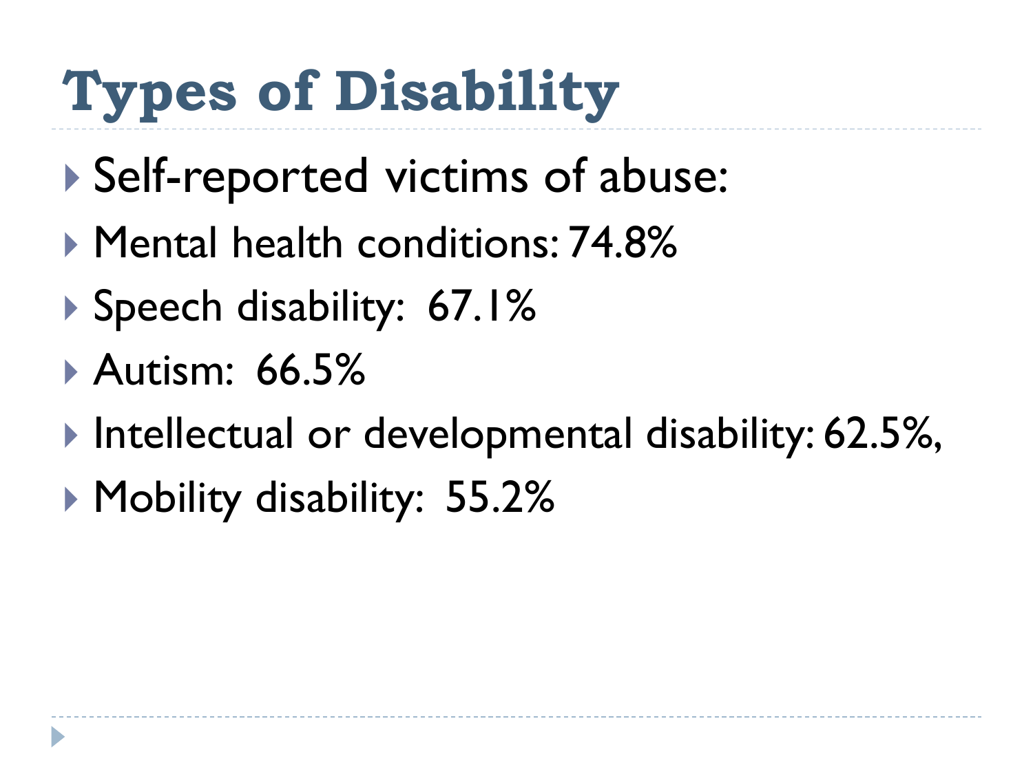# Types of Disability

- Self-reported victims of abuse:
- Mental health conditions: 74.8%
- Speech disability: 67.1%
- Autism: 66.5%
- Intellectual or developmental disability: 62.5%,
- Mobility disability: 55.2%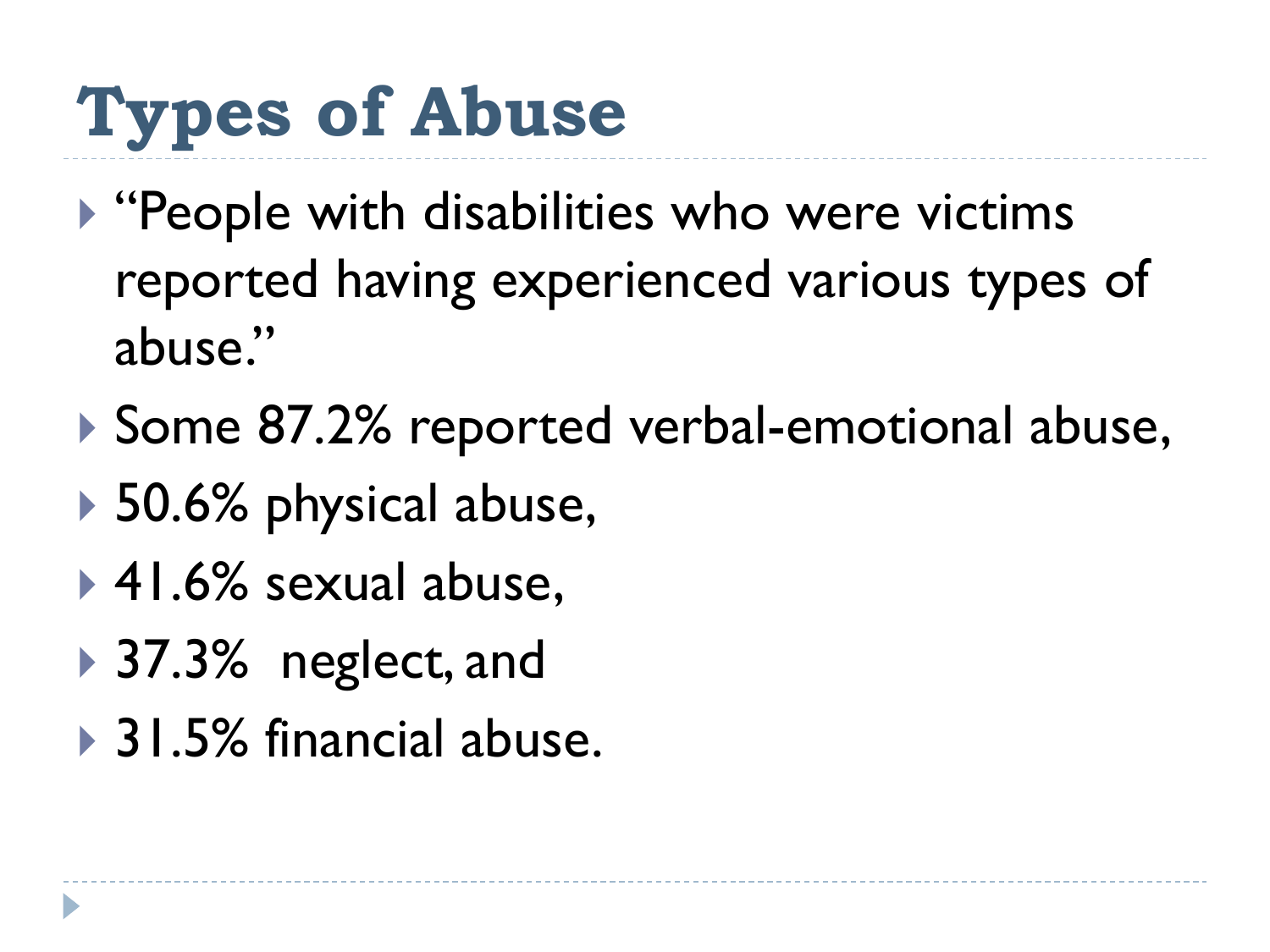# Types of Abuse

- "People with disabilities who were victims reported having experienced various types of abuse."
- Some 87.2% reported verbal-emotional abuse,
- 50.6% physical abuse,
- 41.6% sexual abuse,
- 37.3% neglect, and
- 31.5% financial abuse.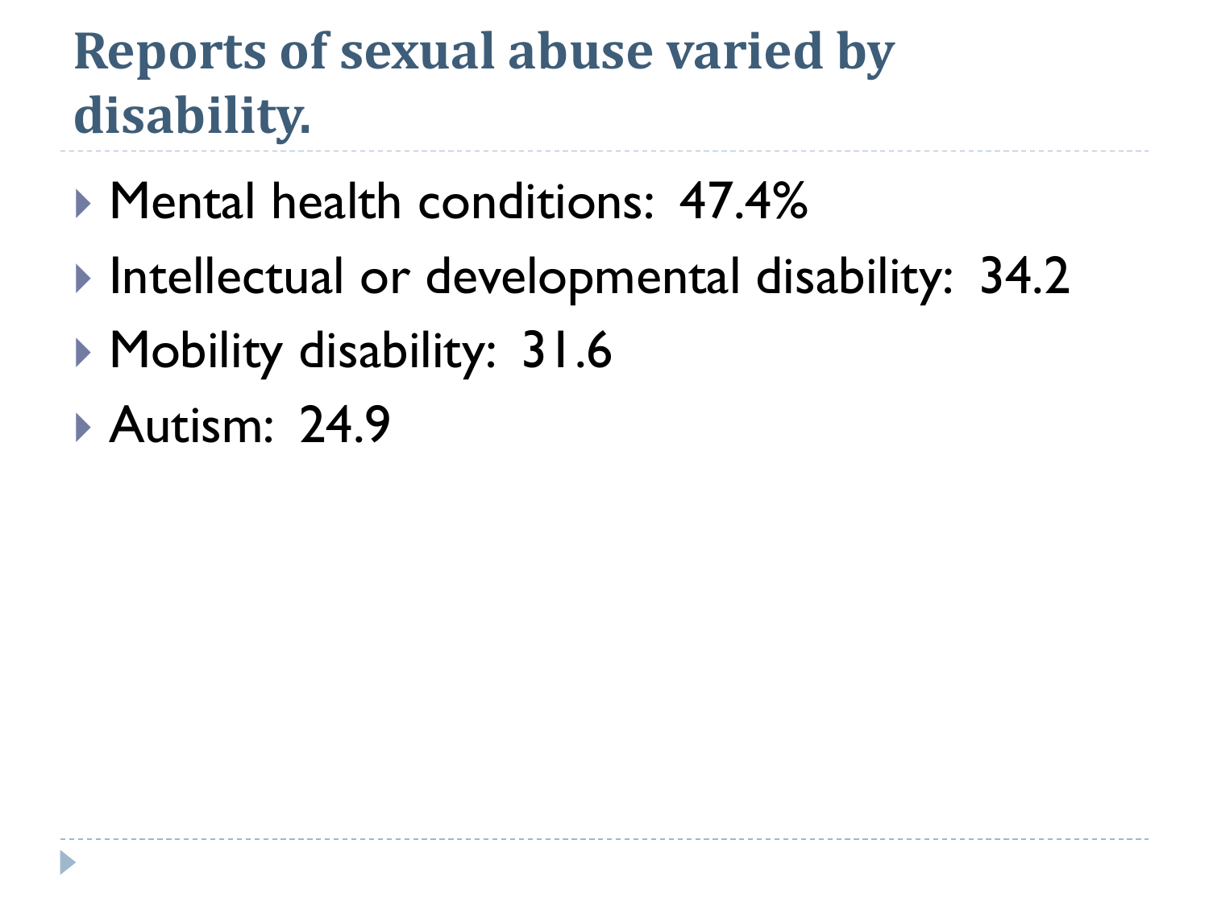# Reports of sexual abuse varied by disability.

- Mental health conditions: 47.4%
- Intellectual or developmental disability: 34.2
- Mobility disability: 31.6
- Autism: 24.9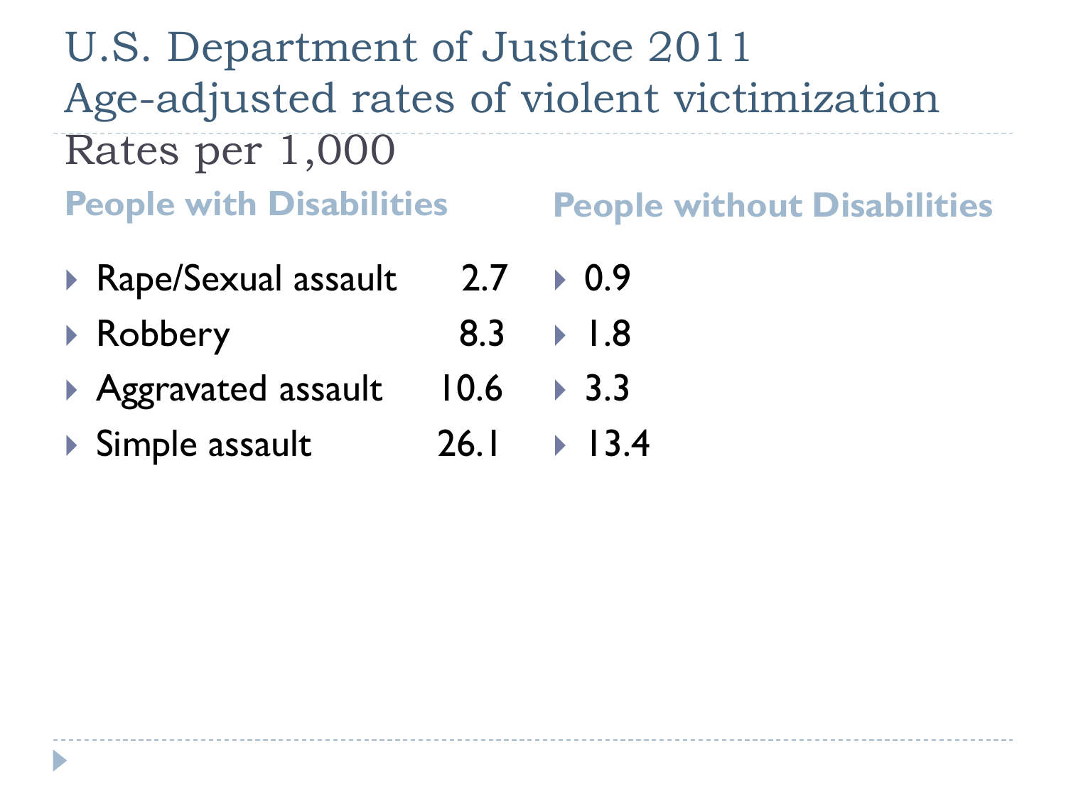# U.S. Department of Justice 2011
# Age-adjusted rates of violent victimization

Rates per 1,000

| | People with Disabilities | People without Disabilities |
|---|---|---|
| Rape/Sexual assault | 2.7 | 0.9 |
| Robbery | 8.3 | 1.8 |
| Aggravated assault | 10.6 | 3.3 |
| Simple assault | 26.1 | 13.4 |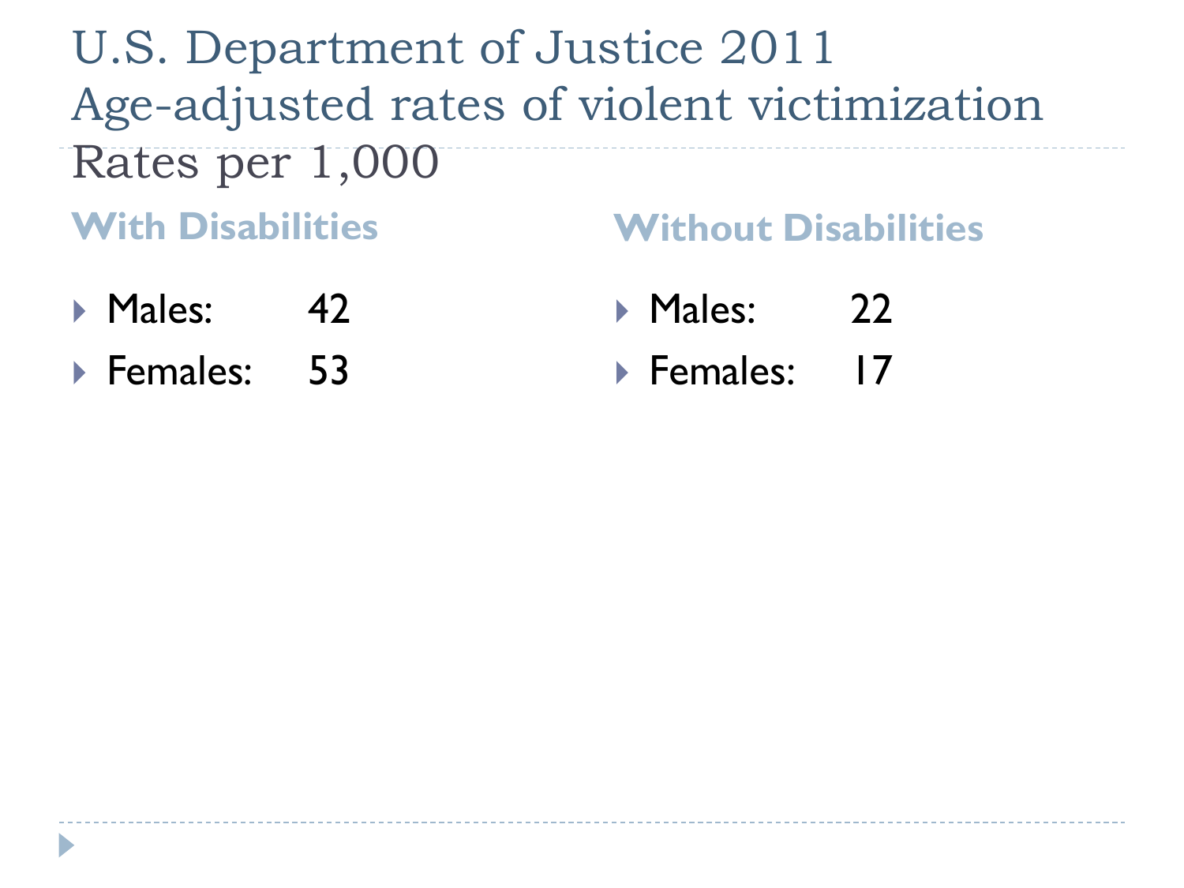# U.S. Department of Justice 2011
# Age-adjusted rates of violent victimization
## Rates per 1,000

### With Disabilities

- Males: 42
- Females: 53

### Without Disabilities

- Males: 22
- Females: 17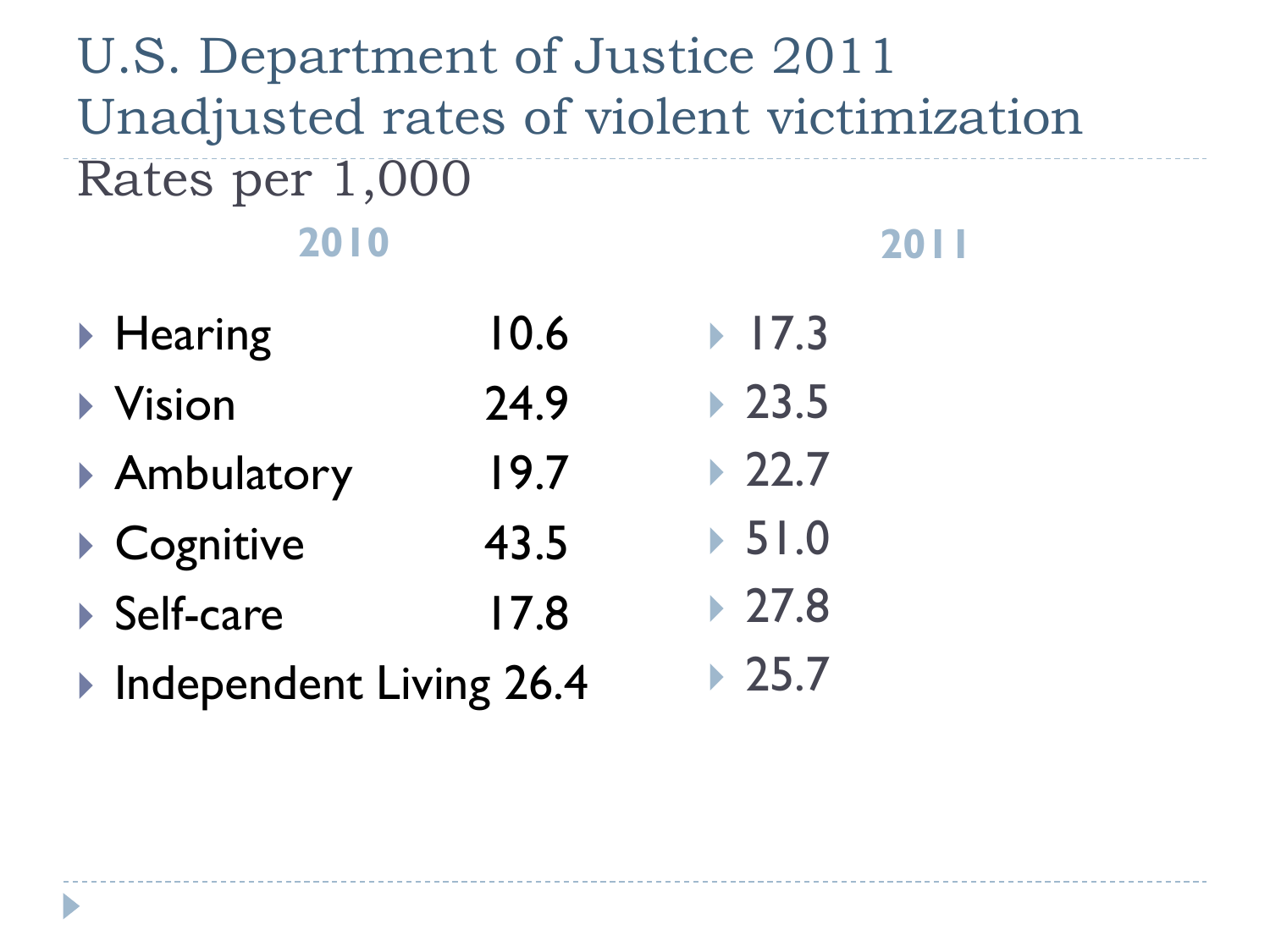# U.S. Department of Justice 2011 Unadjusted rates of violent victimization

Rates per 1,000

| | 2010 | 2011 |
|---|---|---|
| Hearing | 10.6 | 17.3 |
| Vision | 24.9 | 23.5 |
| Ambulatory | 19.7 | 22.7 |
| Cognitive | 43.5 | 51.0 |
| Self-care | 17.8 | 27.8 |
| Independent Living | 26.4 | 25.7 |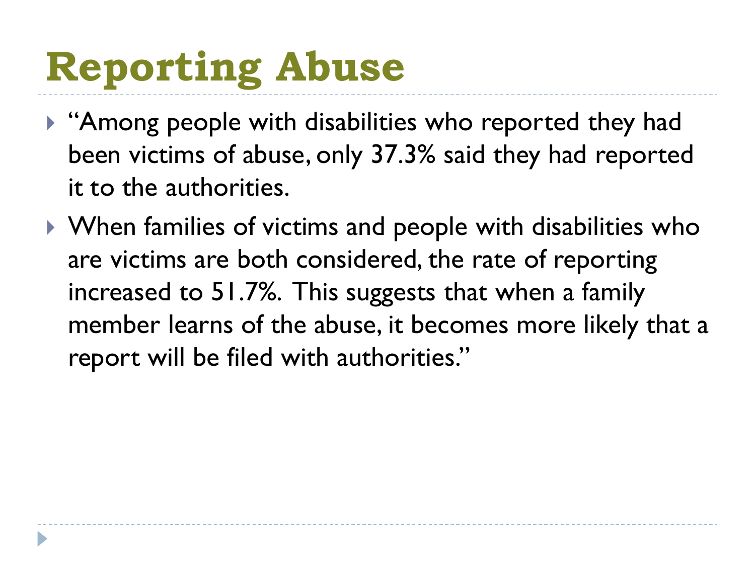# Reporting Abuse

- "Among people with disabilities who reported they had been victims of abuse, only 37.3% said they had reported it to the authorities.
- When families of victims and people with disabilities who are victims are both considered, the rate of reporting increased to 51.7%. This suggests that when a family member learns of the abuse, it becomes more likely that a report will be filed with authorities."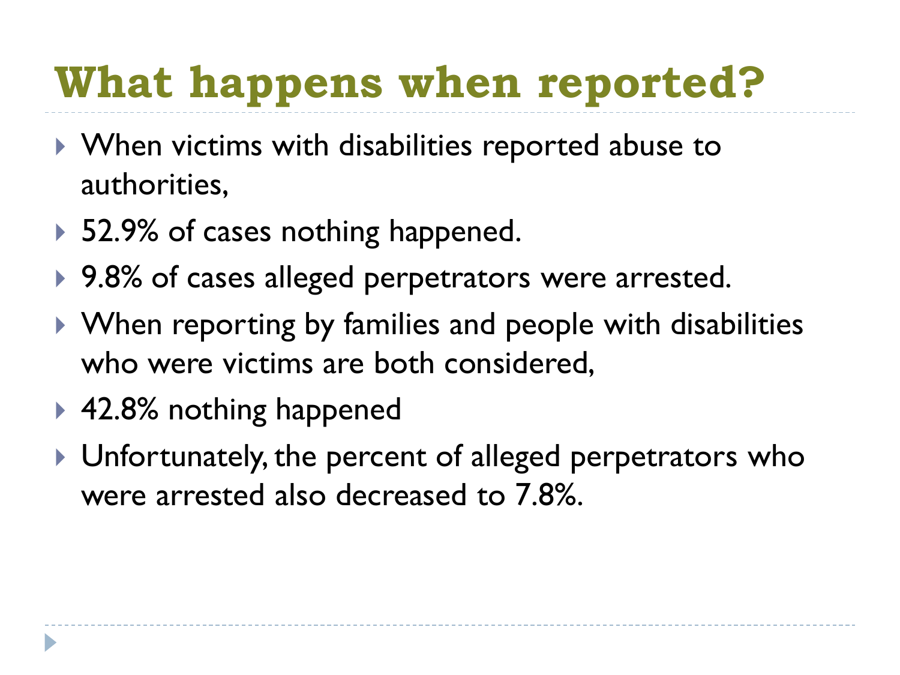# What happens when reported?

- When victims with disabilities reported abuse to authorities,
- 52.9% of cases nothing happened.
- 9.8% of cases alleged perpetrators were arrested.
- When reporting by families and people with disabilities who were victims are both considered,
- 42.8% nothing happened
- Unfortunately, the percent of alleged perpetrators who were arrested also decreased to 7.8%.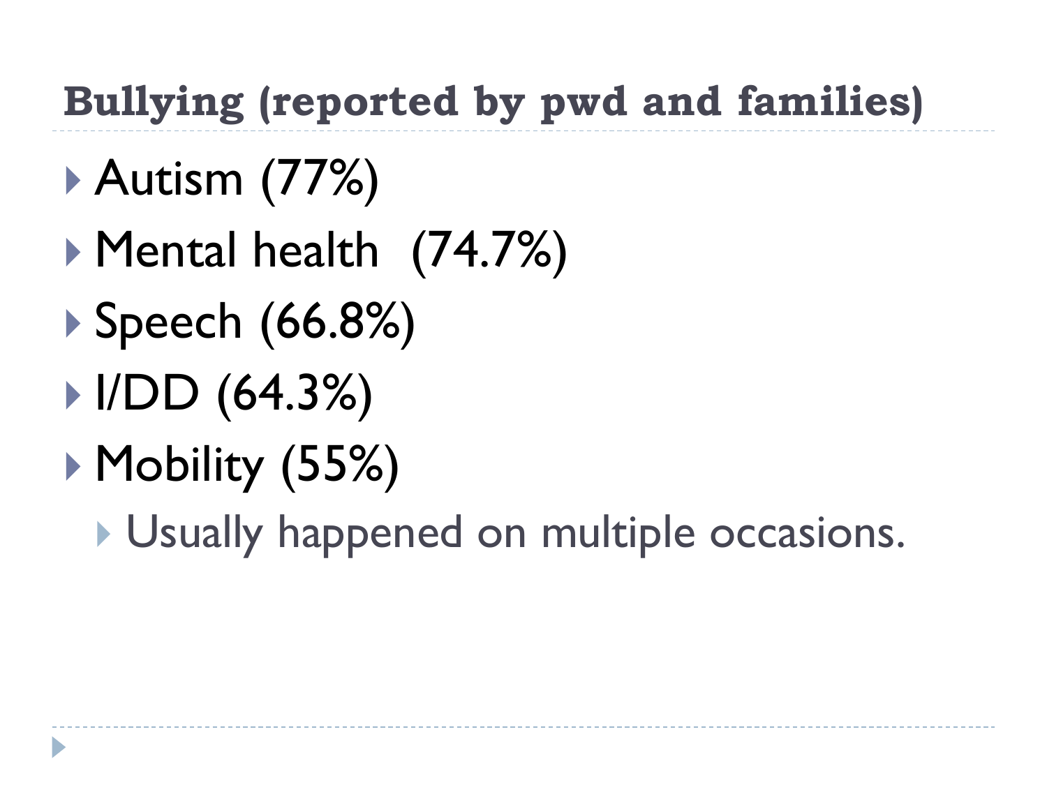## Bullying (reported by pwd and families)

- Autism (77%)
- Mental health (74.7%)
- Speech (66.8%)
- I/DD (64.3%)
- Mobility (55%)
  - Usually happened on multiple occasions.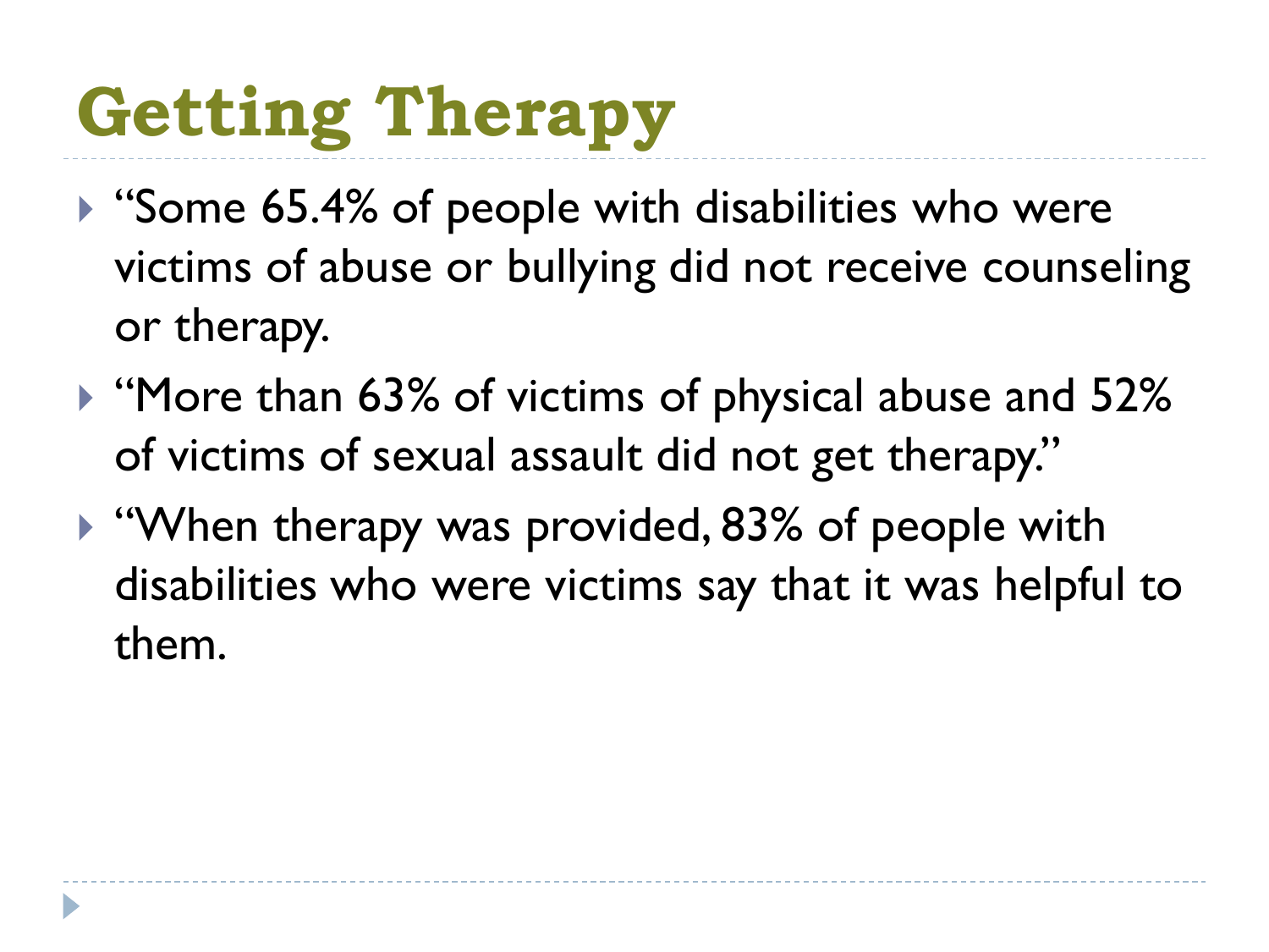# Getting Therapy

- "Some 65.4% of people with disabilities who were victims of abuse or bullying did not receive counseling or therapy.
- "More than 63% of victims of physical abuse and 52% of victims of sexual assault did not get therapy."
- "When therapy was provided, 83% of people with disabilities who were victims say that it was helpful to them.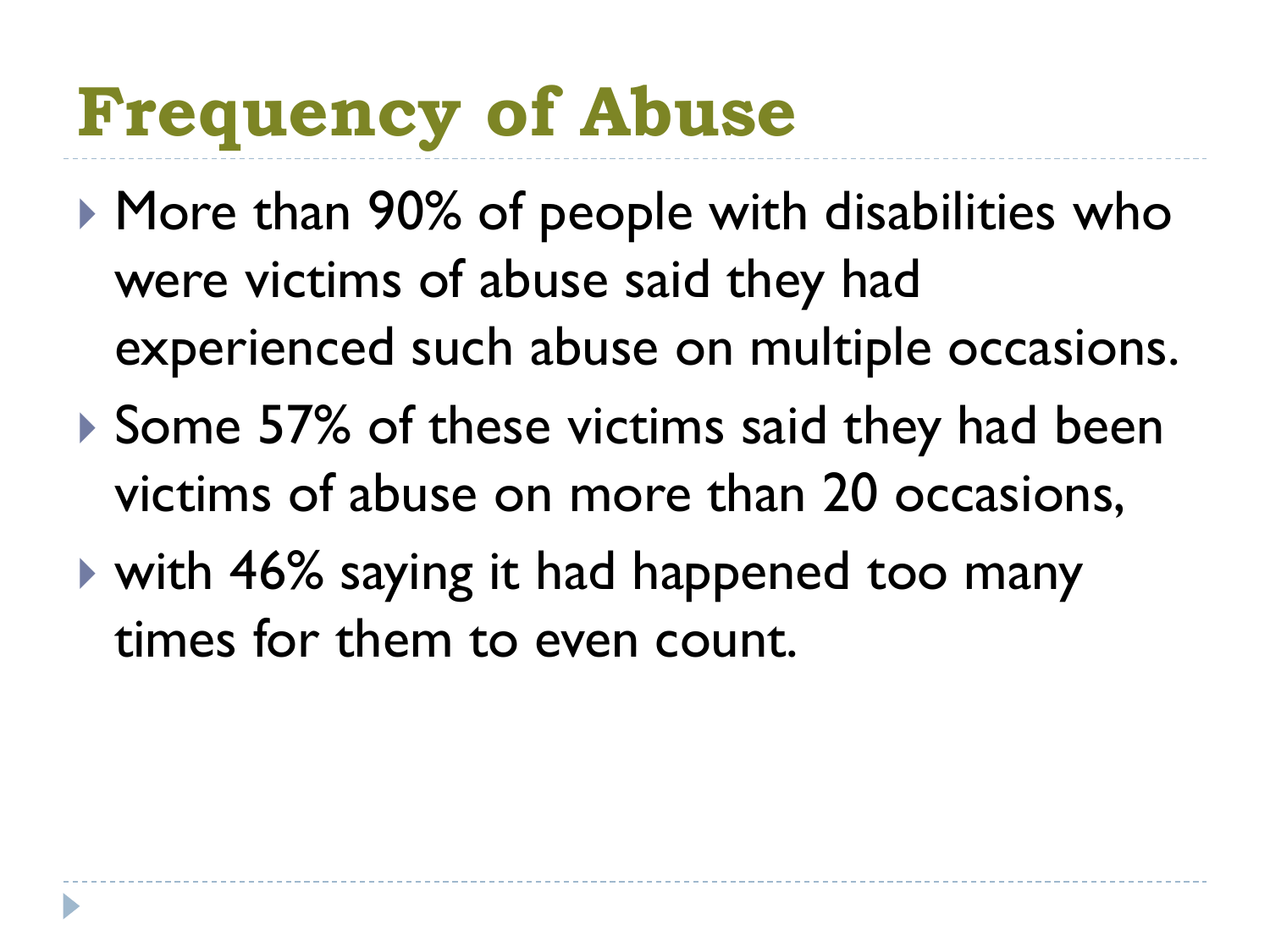# Frequency of Abuse

- More than 90% of people with disabilities who were victims of abuse said they had experienced such abuse on multiple occasions.
- Some 57% of these victims said they had been victims of abuse on more than 20 occasions,
- with 46% saying it had happened too many times for them to even count.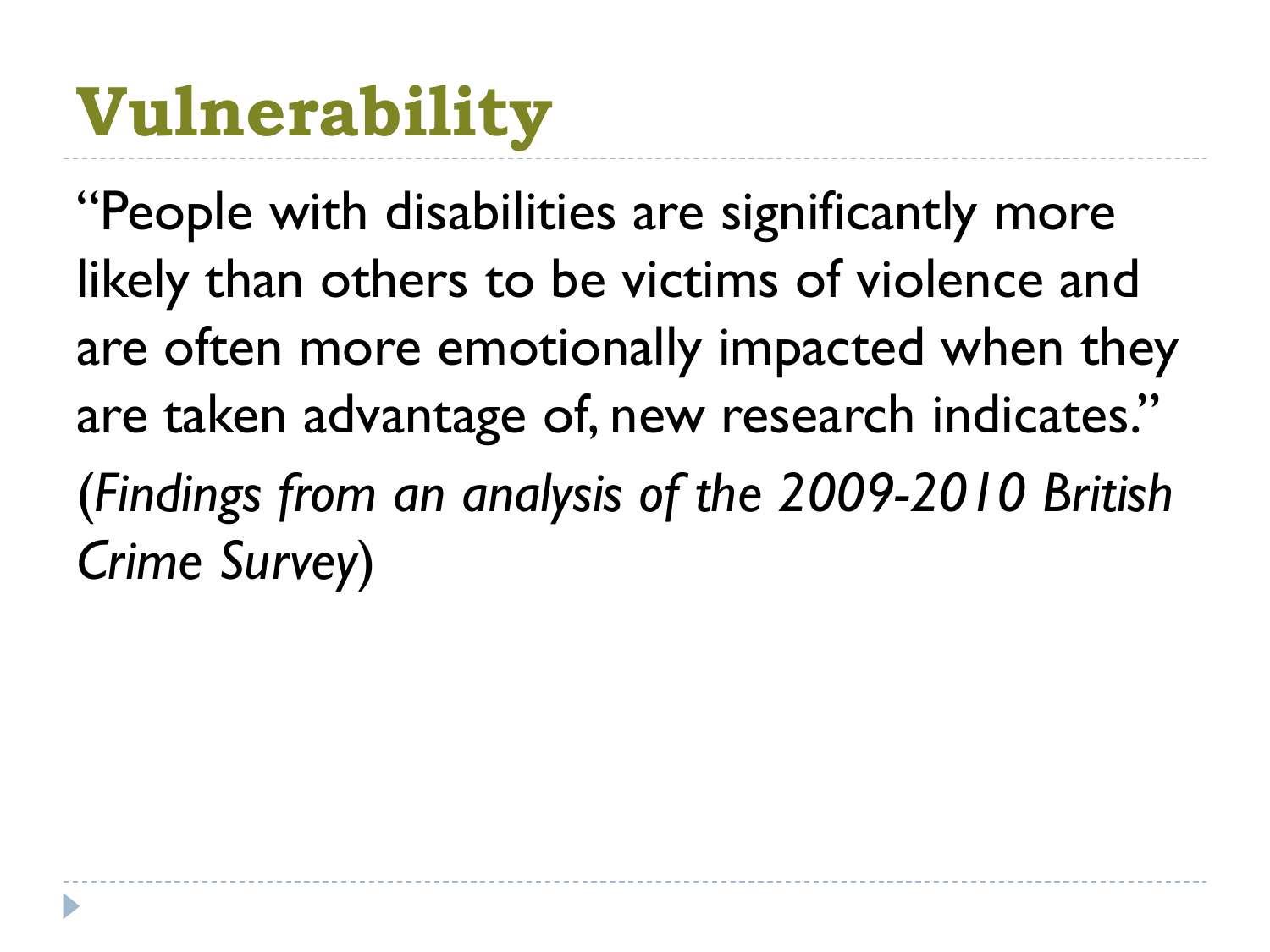# Vulnerability

"People with disabilities are significantly more likely than others to be victims of violence and are often more emotionally impacted when they are taken advantage of, new research indicates."

(*Findings from an analysis of the 2009-2010 British Crime Survey*)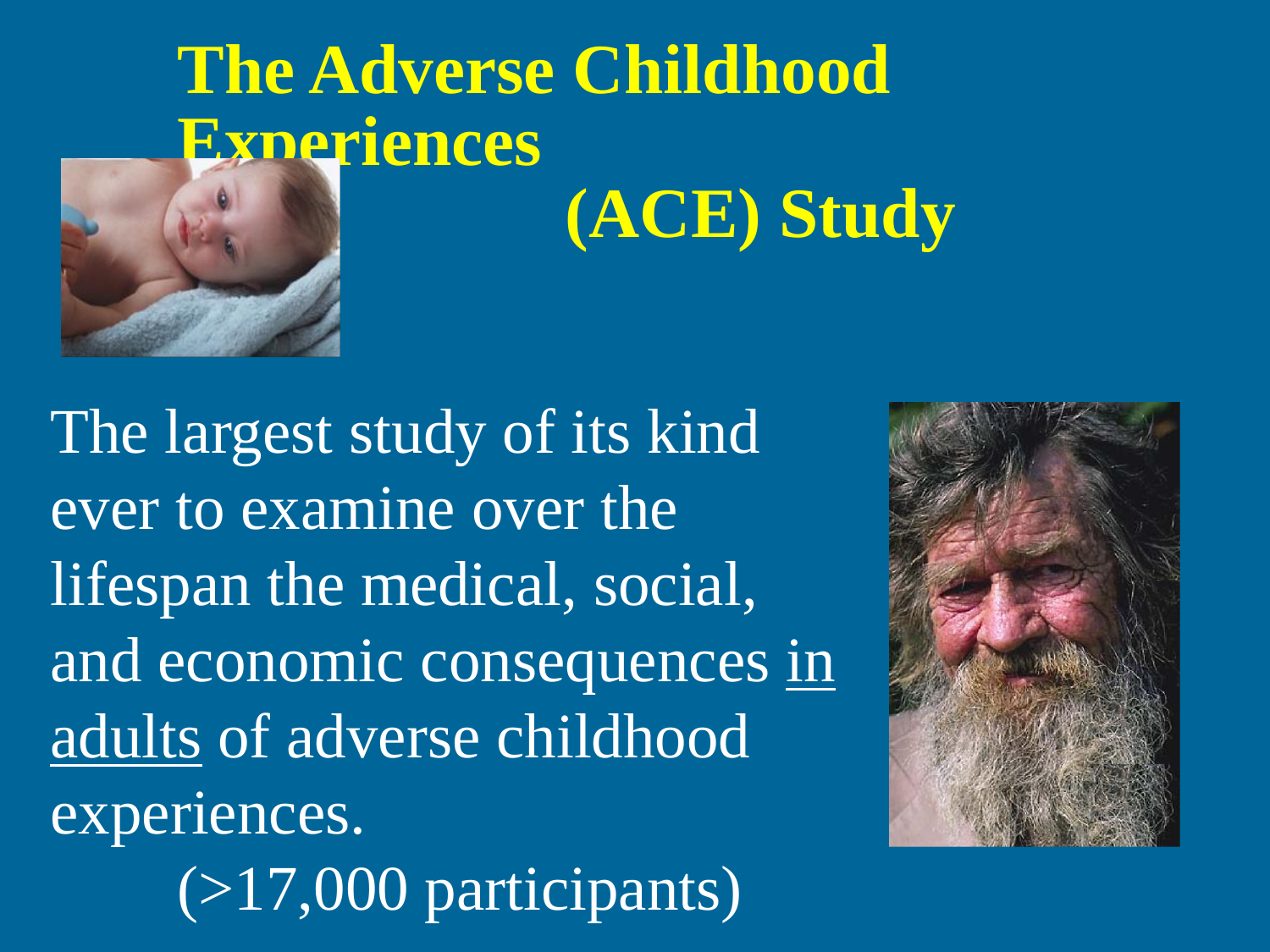# The Adverse Childhood Experiences (ACE) Study

The largest study of its kind ever to examine over the lifespan the medical, social, and economic consequences <u>in adults</u> of adverse childhood experiences.

(>17,000 participants)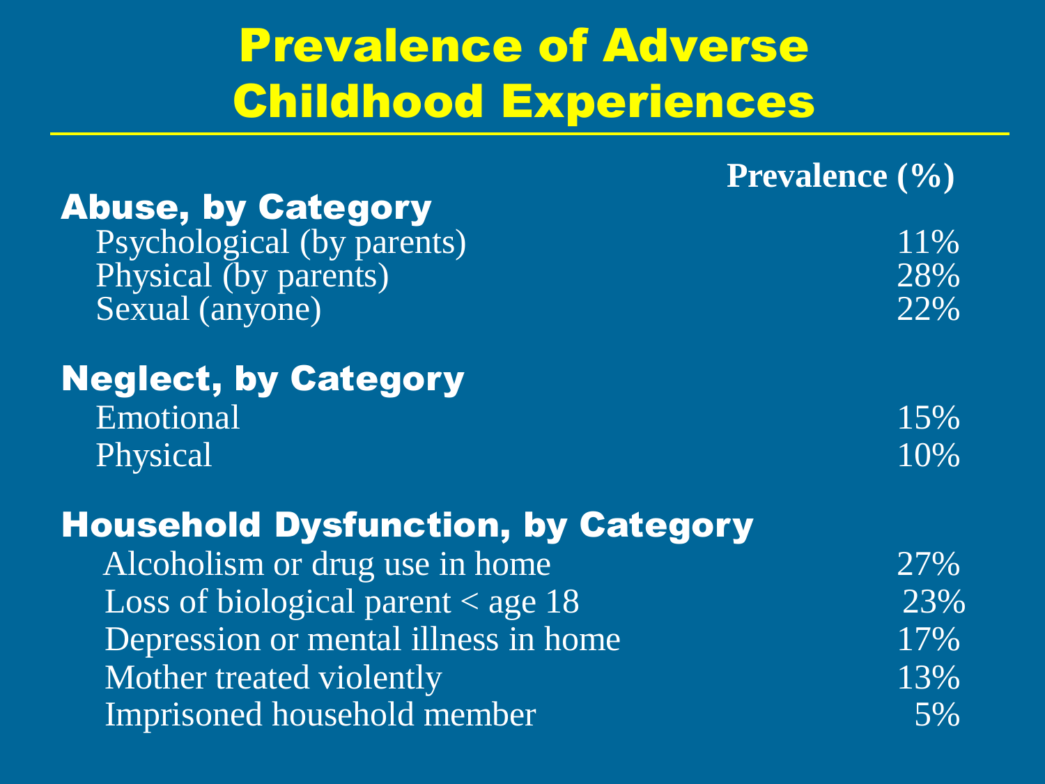# Prevalence of Adverse Childhood Experiences

| | Prevalence (%) |
|---|---|
| **Abuse, by Category** | |
| Psychological (by parents) | 11% |
| Physical (by parents) | 28% |
| Sexual (anyone) | 22% |
| **Neglect, by Category** | |
| Emotional | 15% |
| Physical | 10% |
| **Household Dysfunction, by Category** | |
| Alcoholism or drug use in home | 27% |
| Loss of biological parent < age 18 | 23% |
| Depression or mental illness in home | 17% |
| Mother treated violently | 13% |
| Imprisoned household member | 5% |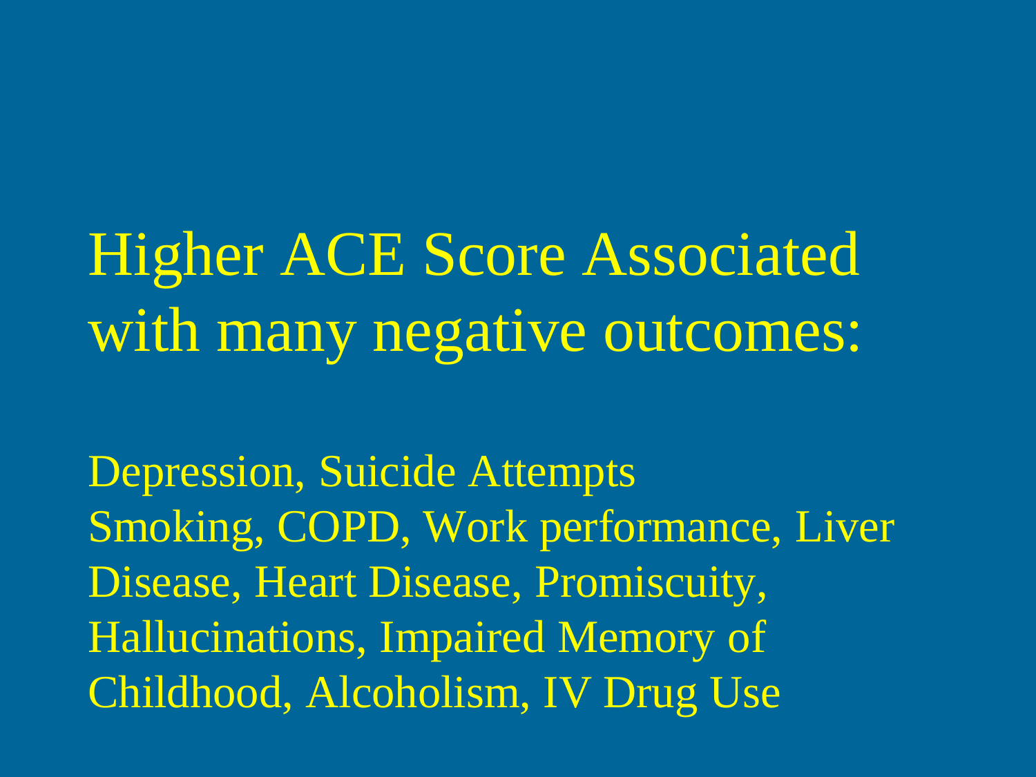# Higher ACE Score Associated with many negative outcomes:

Depression, Suicide Attempts
Smoking, COPD, Work performance, Liver Disease, Heart Disease, Promiscuity, Hallucinations, Impaired Memory of Childhood, Alcoholism, IV Drug Use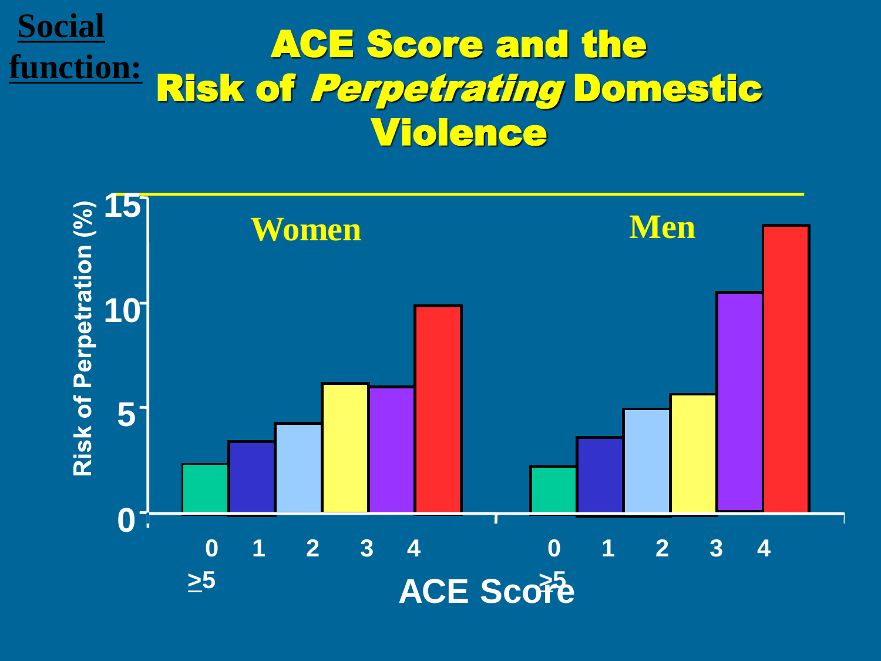**Social function:**

# ACE Score and the Risk of *Perpetrating* Domestic Violence

Risk of Perpetration (%)

15

10

5

0

Women

Men

0 1 2 3 4 ≥5

0 1 2 3 4 ≥5

ACE Score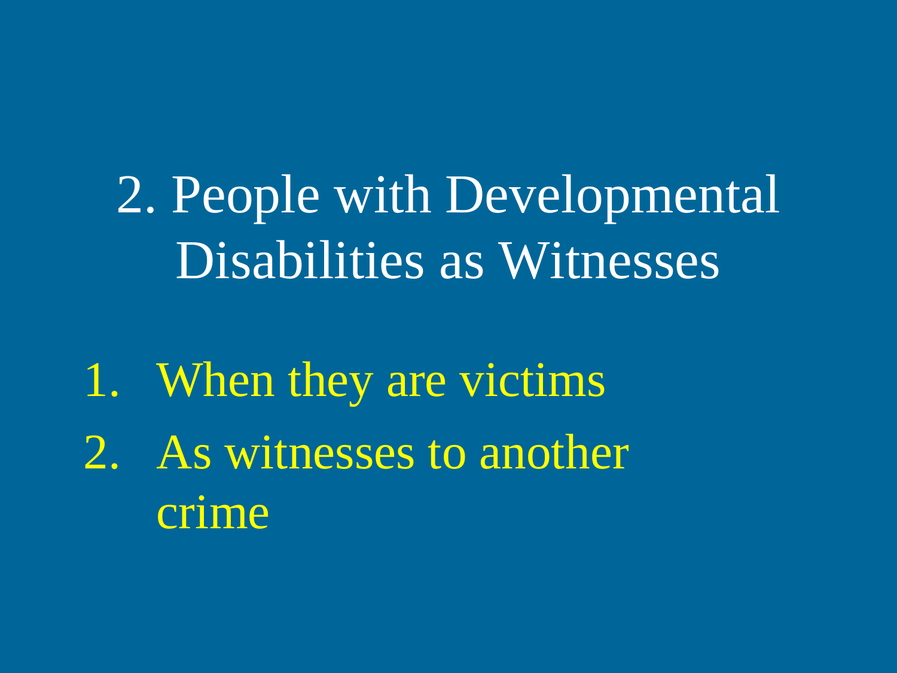# 2. People with Developmental Disabilities as Witnesses

1. When they are victims
2. As witnesses to another crime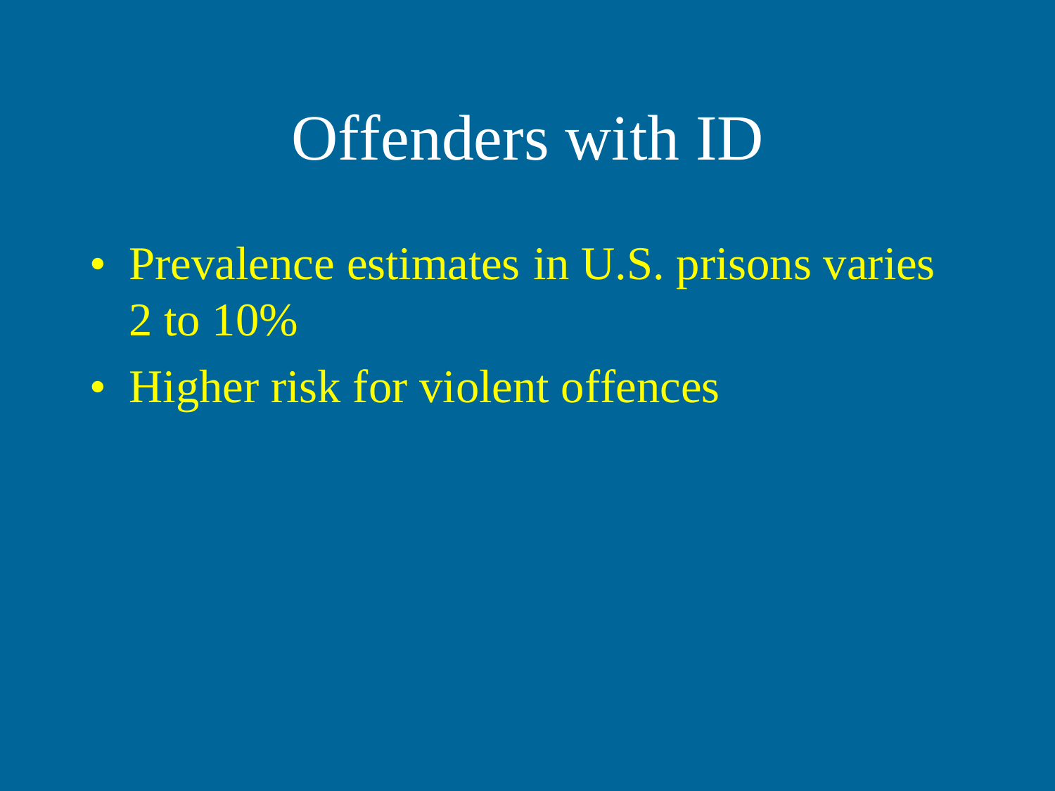# Offenders with ID

- Prevalence estimates in U.S. prisons varies 2 to 10%
- Higher risk for violent offences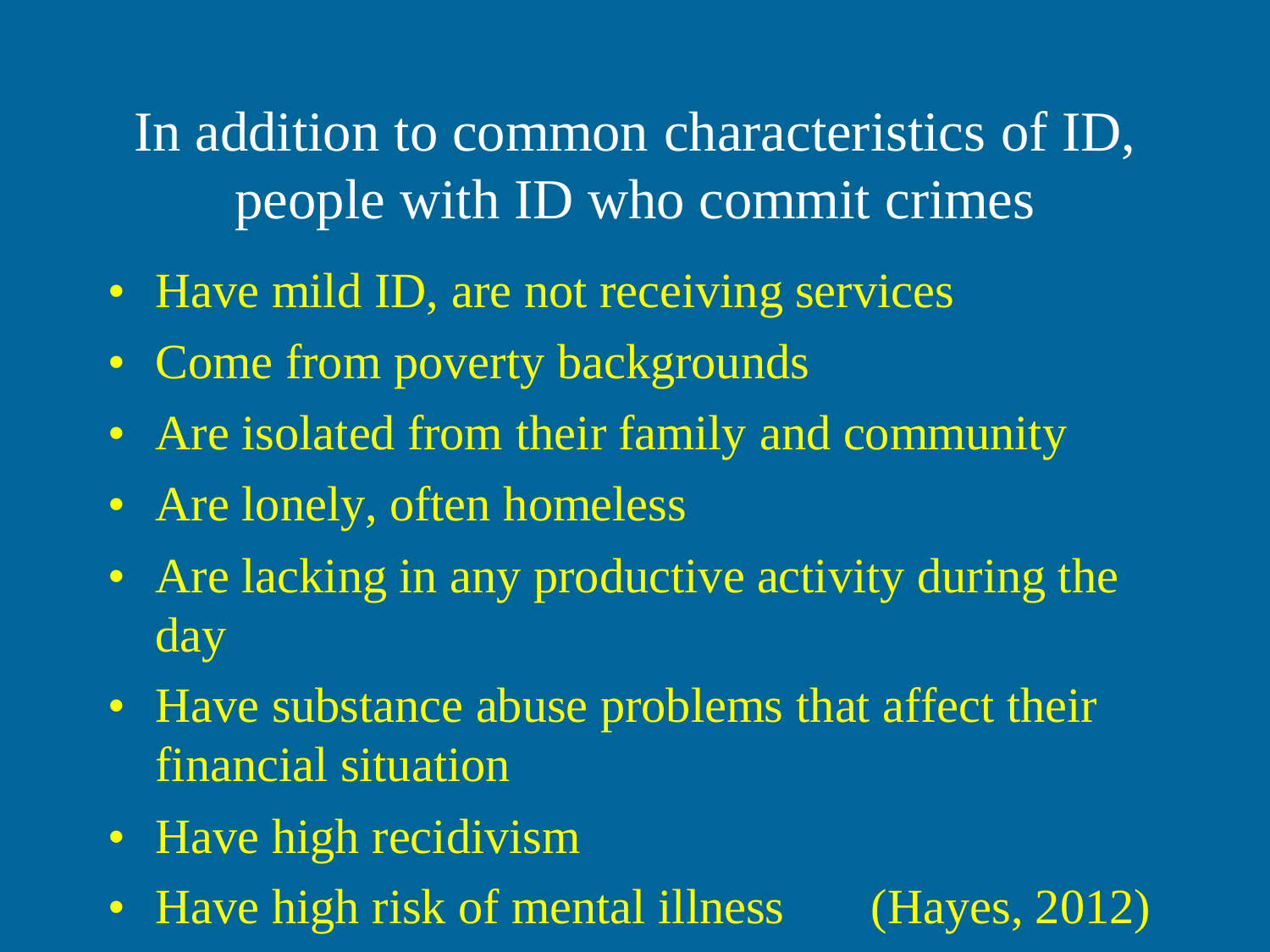## In addition to common characteristics of ID, people with ID who commit crimes

- Have mild ID, are not receiving services
- Come from poverty backgrounds
- Are isolated from their family and community
- Are lonely, often homeless
- Are lacking in any productive activity during the day
- Have substance abuse problems that affect their financial situation
- Have high recidivism
- Have high risk of mental illness (Hayes, 2012)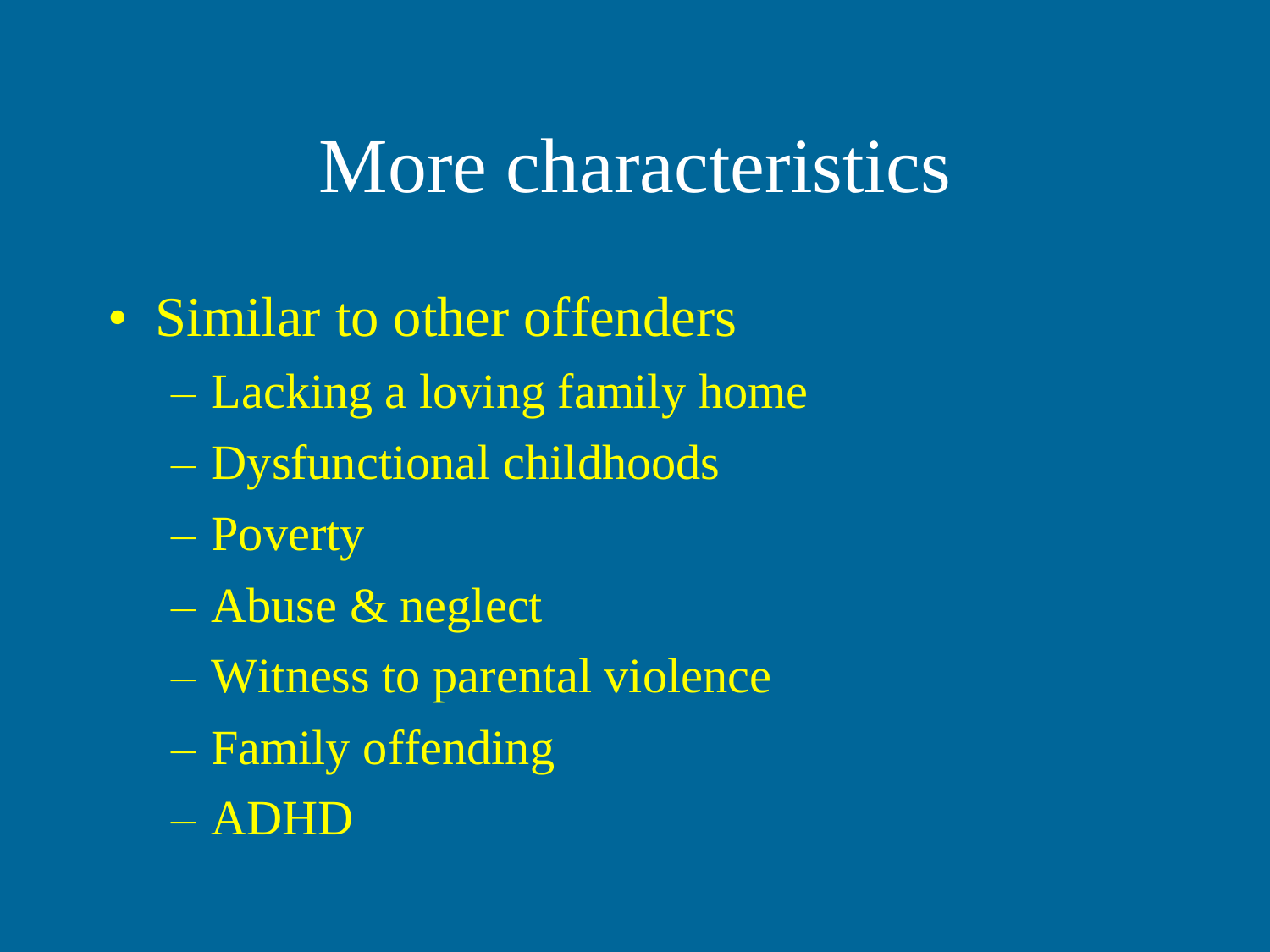# More characteristics

- Similar to other offenders
  - Lacking a loving family home
  - Dysfunctional childhoods
  - Poverty
  - Abuse & neglect
  - Witness to parental violence
  - Family offending
  - ADHD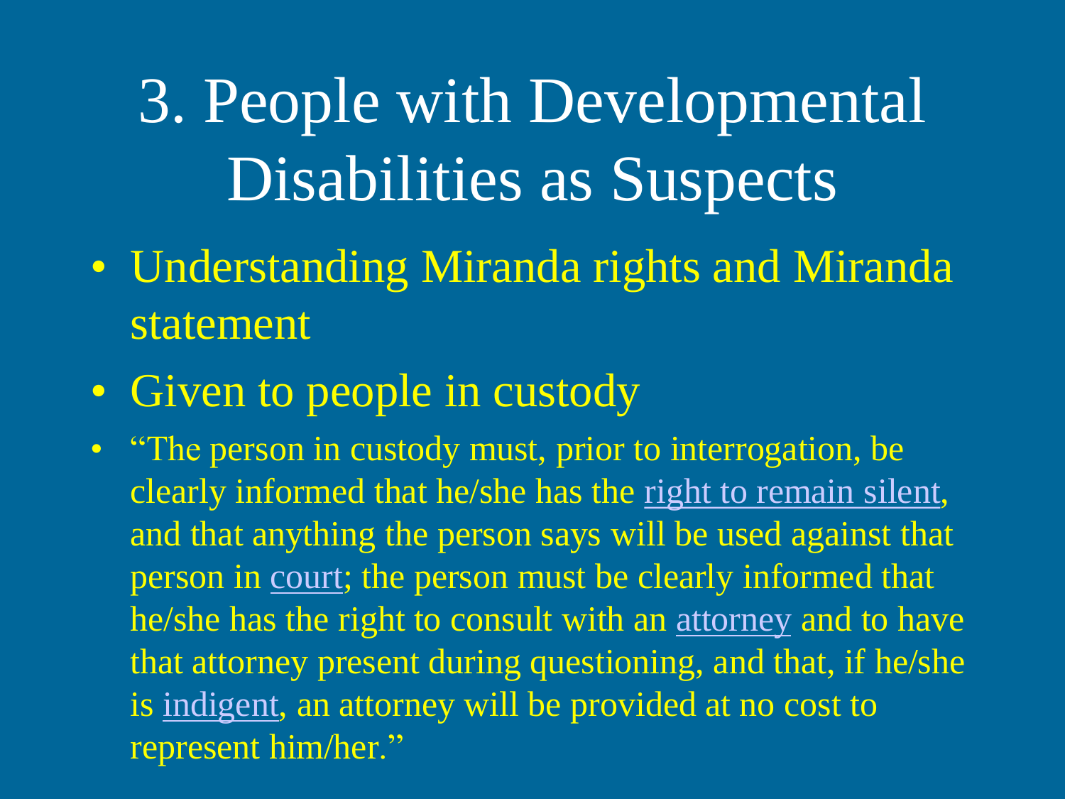# 3. People with Developmental Disabilities as Suspects

- Understanding Miranda rights and Miranda statement
- Given to people in custody
- "The person in custody must, prior to interrogation, be clearly informed that he/she has the right to remain silent, and that anything the person says will be used against that person in court; the person must be clearly informed that he/she has the right to consult with an attorney and to have that attorney present during questioning, and that, if he/she is indigent, an attorney will be provided at no cost to represent him/her."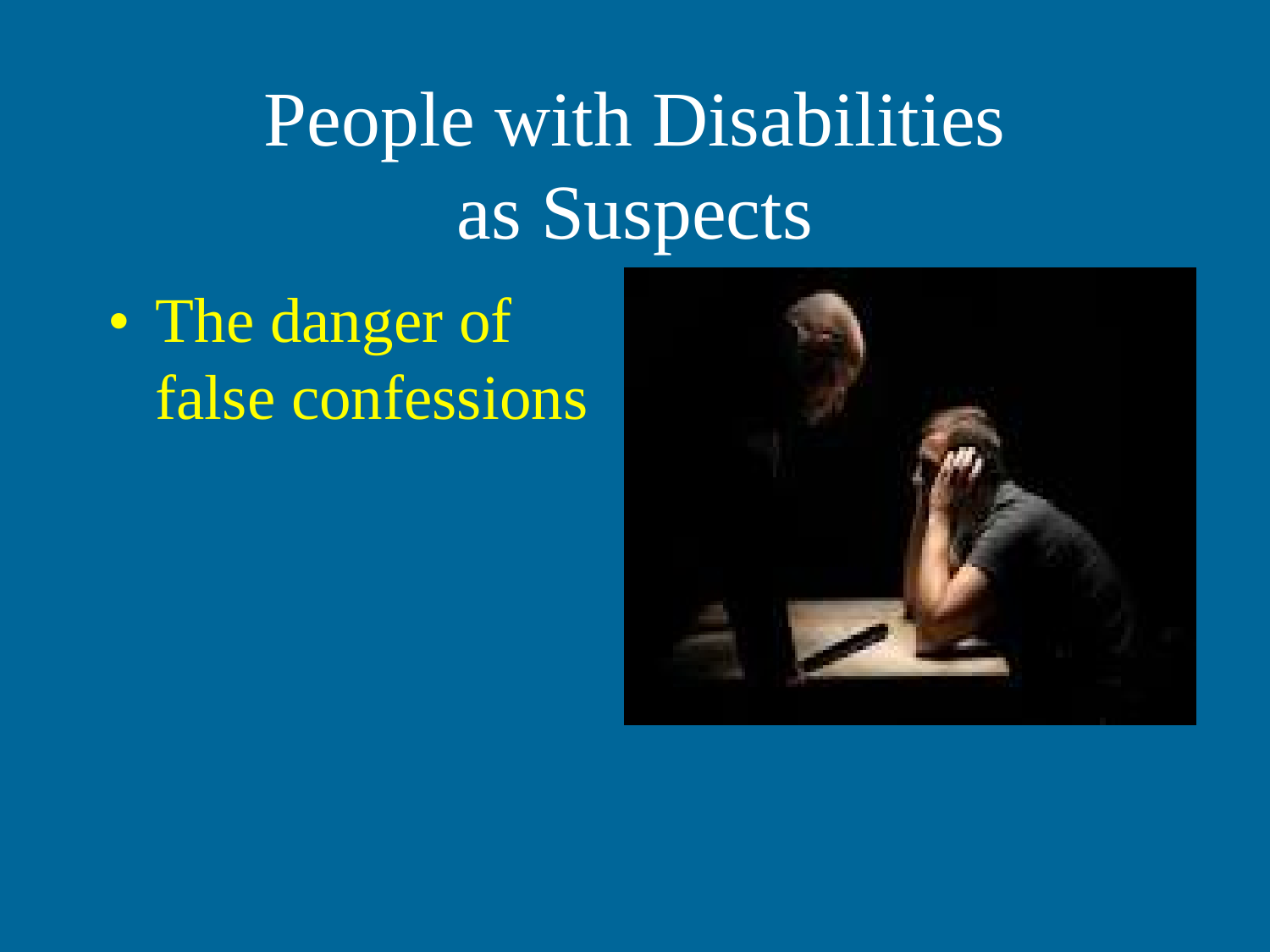# People with Disabilities as Suspects

- The danger of false confessions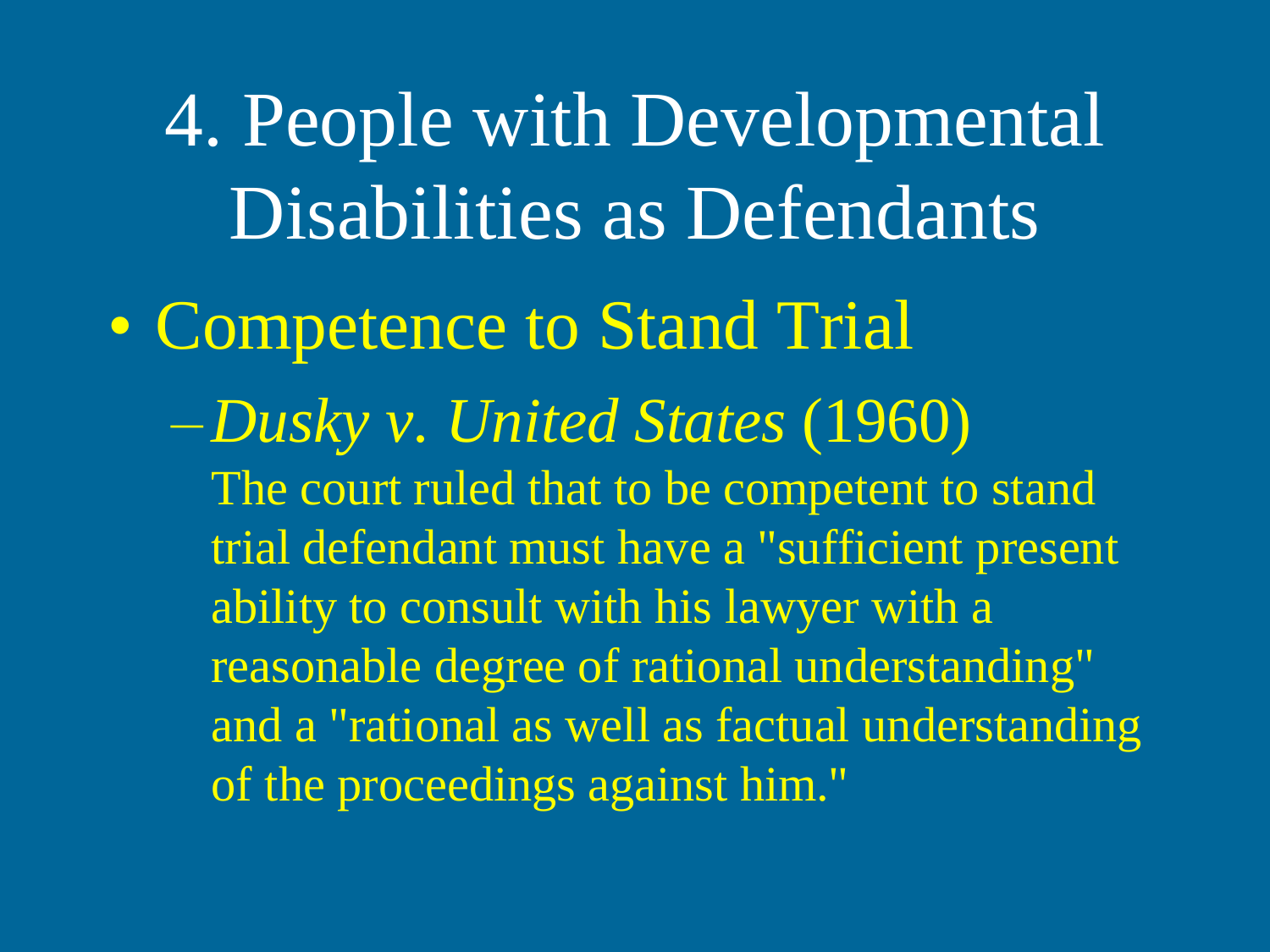# 4. People with Developmental Disabilities as Defendants

- Competence to Stand Trial
  - *Dusky v. United States* (1960)

    The court ruled that to be competent to stand trial defendant must have a "sufficient present ability to consult with his lawyer with a reasonable degree of rational understanding" and a "rational as well as factual understanding of the proceedings against him."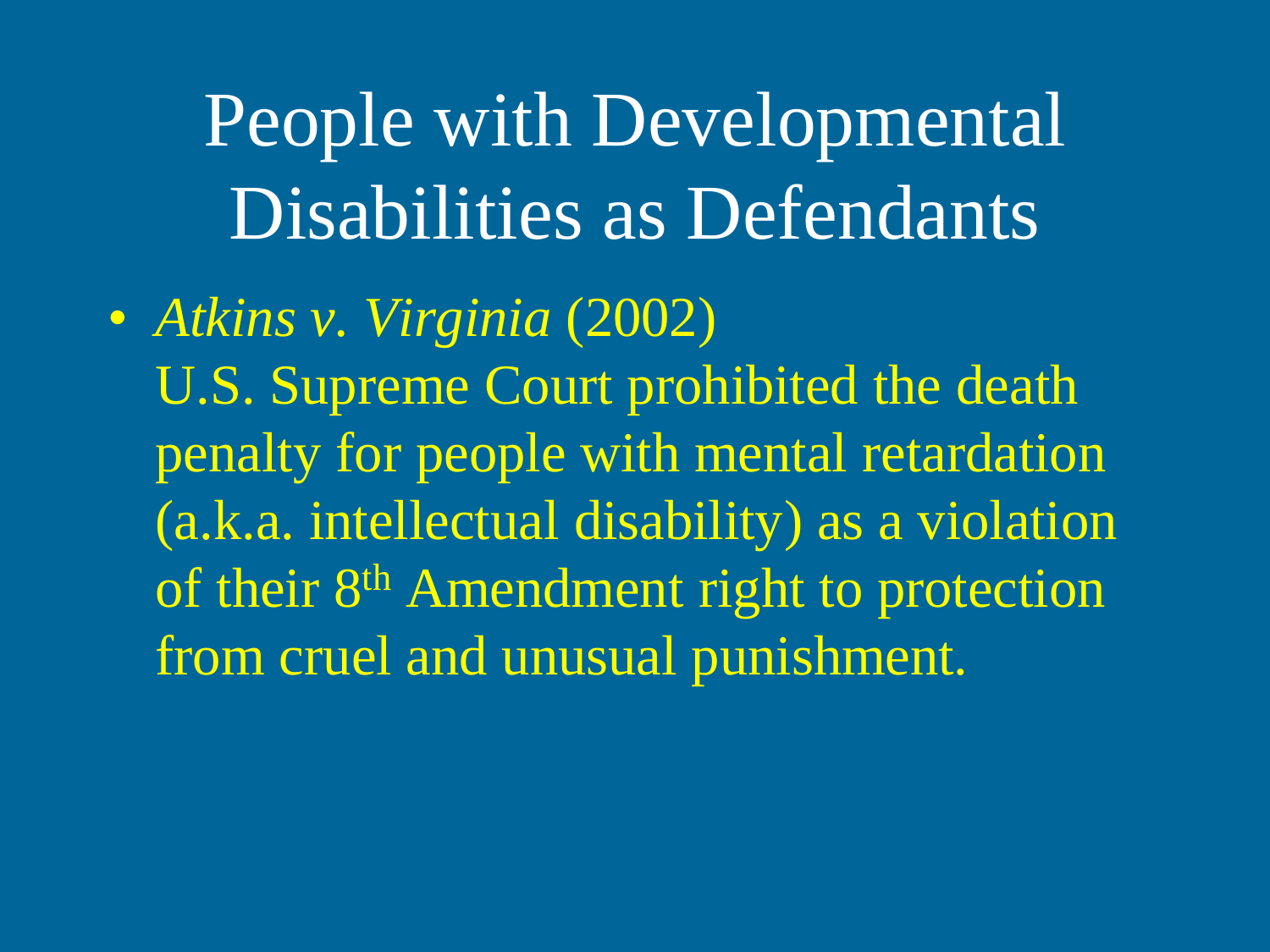# People with Developmental Disabilities as Defendants

- *Atkins v. Virginia* (2002)
  U.S. Supreme Court prohibited the death penalty for people with mental retardation (a.k.a. intellectual disability) as a violation of their 8th Amendment right to protection from cruel and unusual punishment.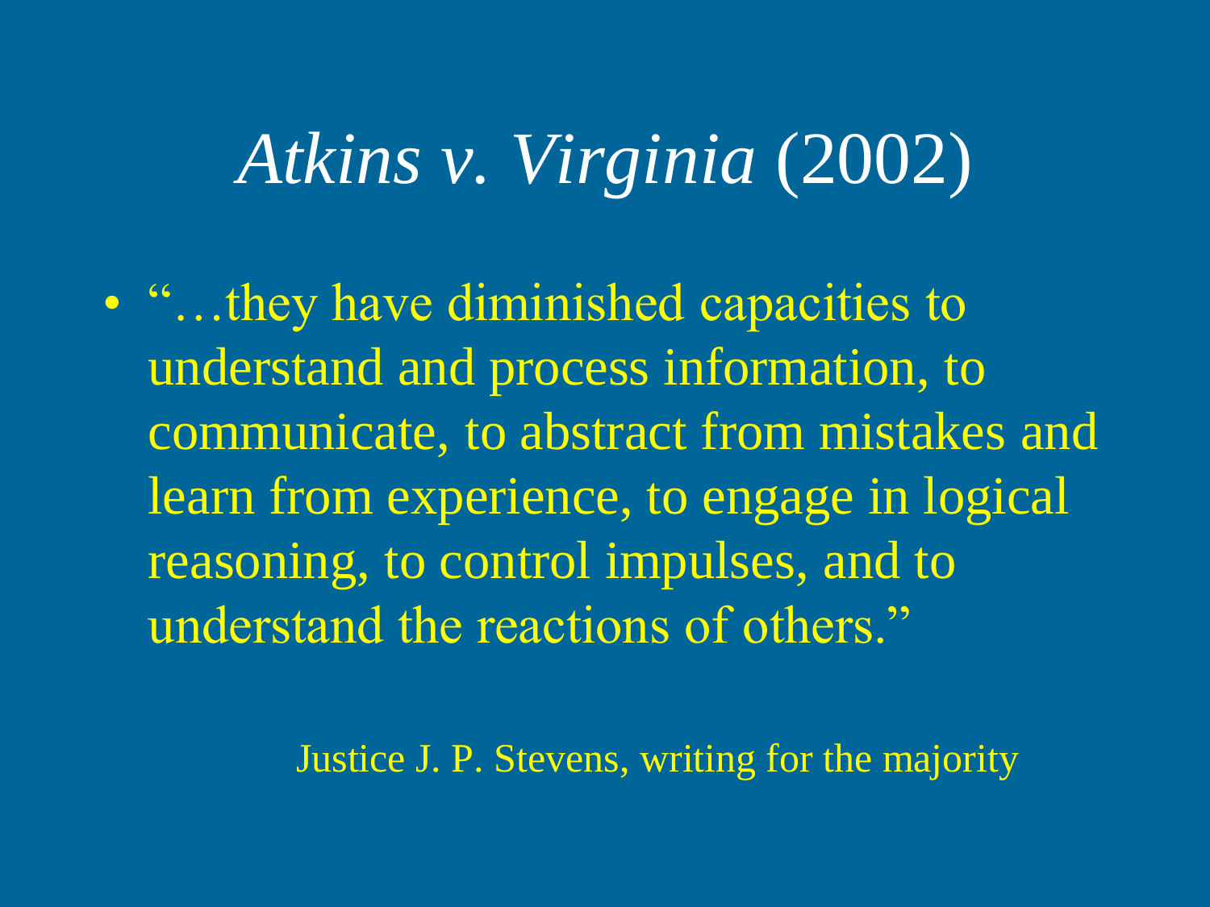# *Atkins v. Virginia* (2002)

- "…they have diminished capacities to understand and process information, to communicate, to abstract from mistakes and learn from experience, to engage in logical reasoning, to control impulses, and to understand the reactions of others."

Justice J. P. Stevens, writing for the majority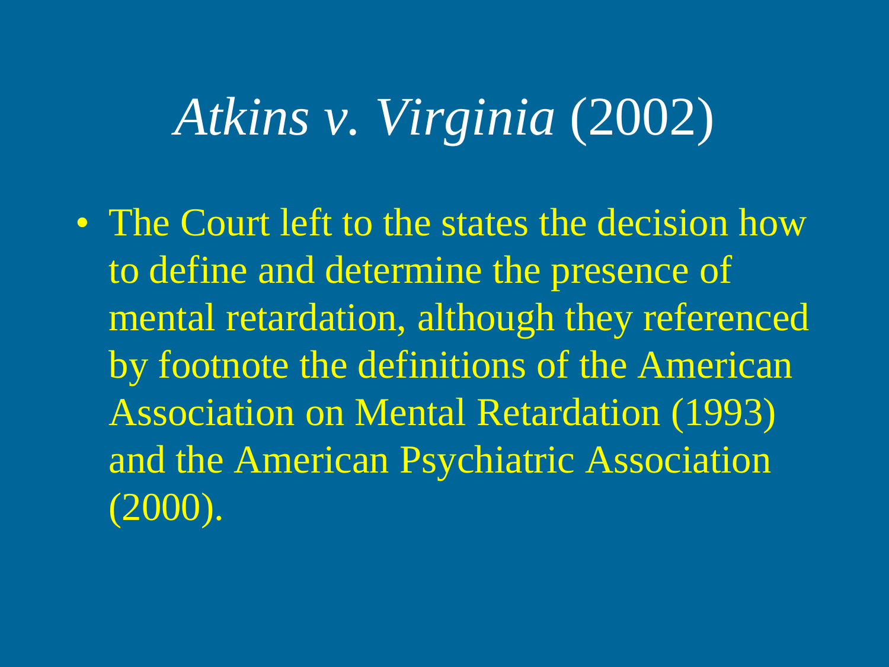# *Atkins v. Virginia* (2002)

- The Court left to the states the decision how to define and determine the presence of mental retardation, although they referenced by footnote the definitions of the American Association on Mental Retardation (1993) and the American Psychiatric Association (2000).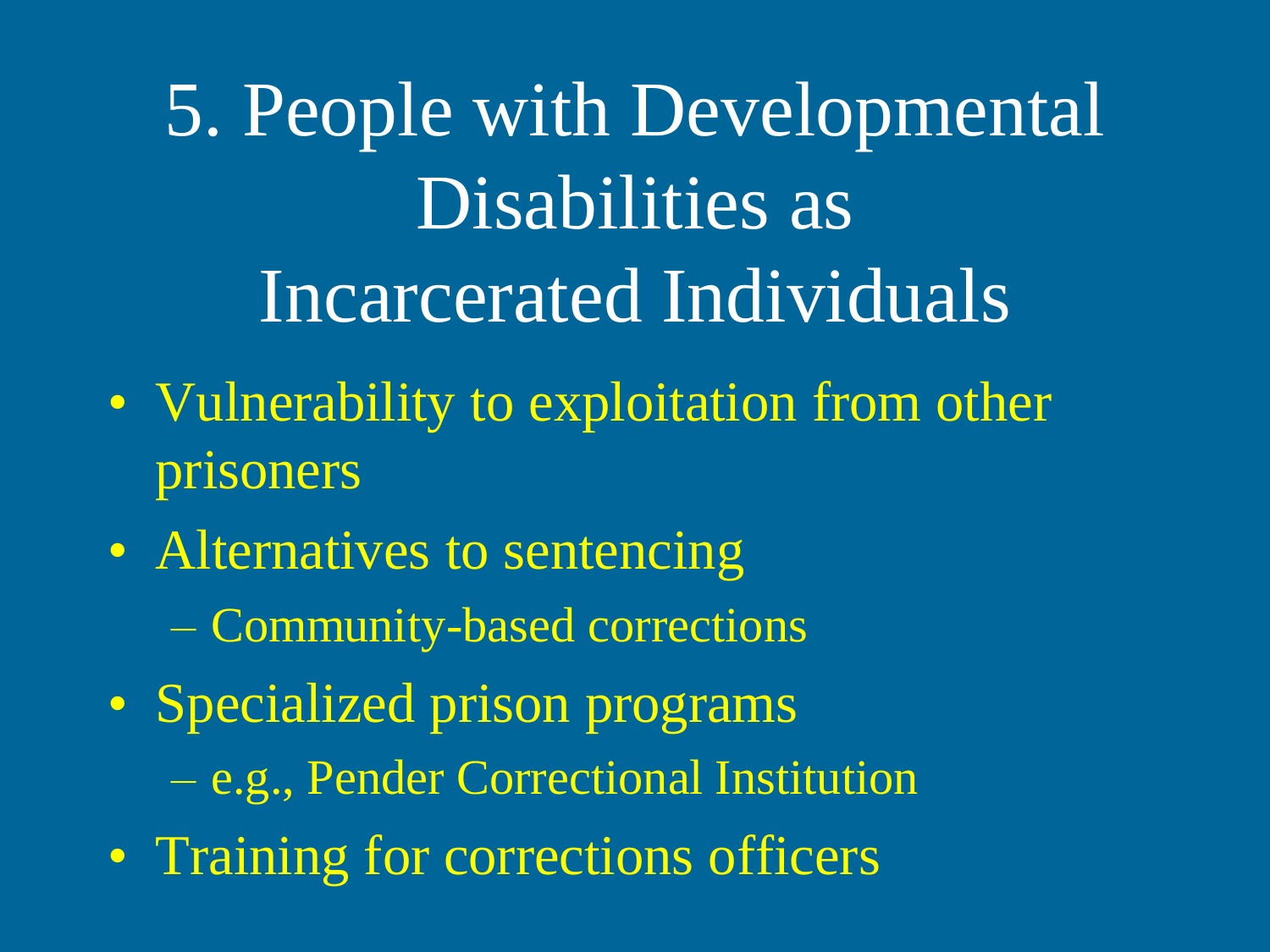# 5. People with Developmental Disabilities as Incarcerated Individuals

- Vulnerability to exploitation from other prisoners
- Alternatives to sentencing
  - Community-based corrections
- Specialized prison programs
  - e.g., Pender Correctional Institution
- Training for corrections officers